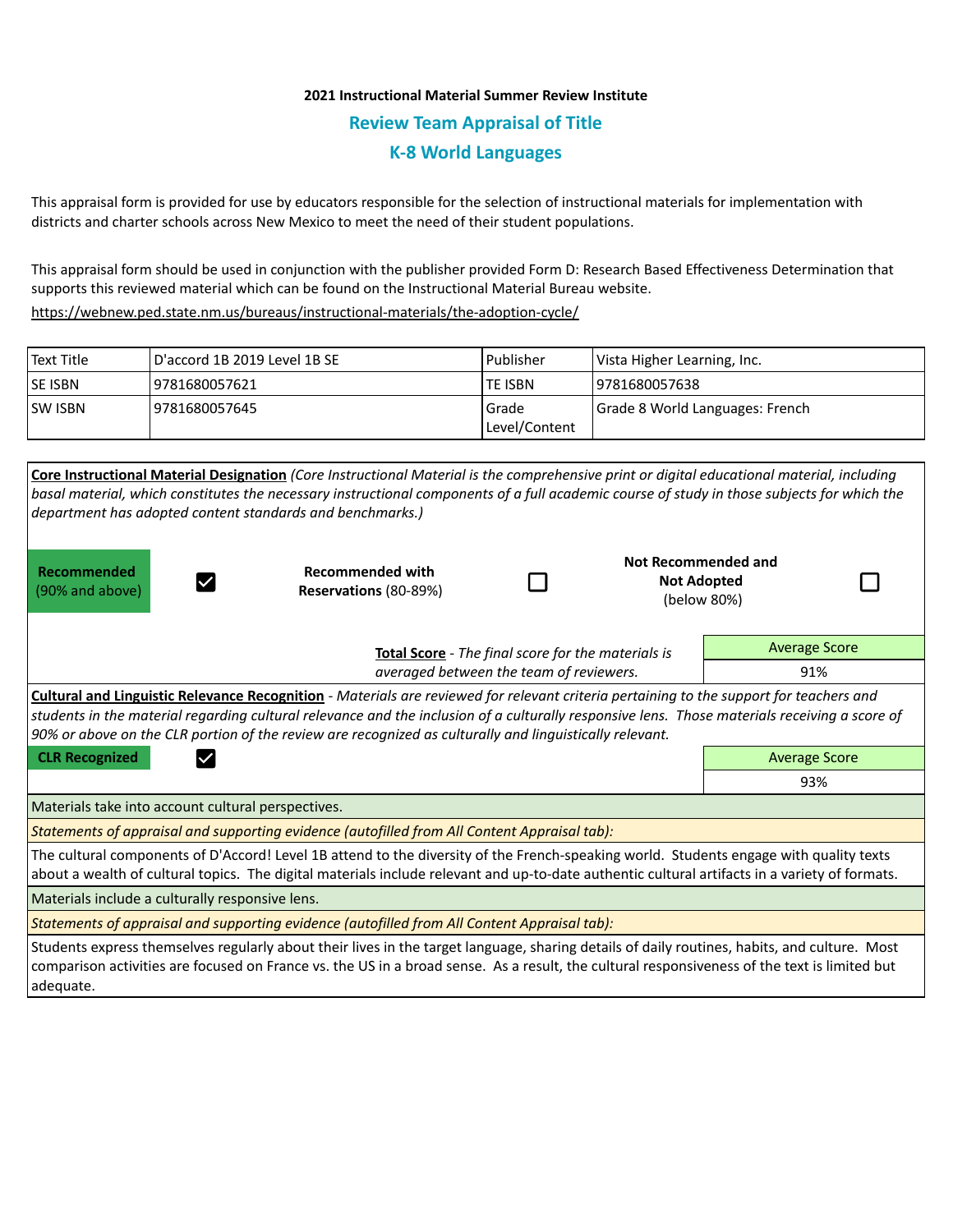**2021 Instructional Material Summer Review Institute**

## Review Team Appraisal of Title

## K-8 World Languages

This appraisal form is provided for use by educators responsible for the selection of instructional materials for implementation with districts and charter schools across New Mexico to meet the need of their student populations.

This appraisal form should be used in conjunction with the publisher provided Form D: Research Based Effectiveness Determination that supports this reviewed material which can be found on the Instructional Material Bureau website.
https://webnew.ped.state.nm.us/bureaus/instructional-materials/the-adoption-cycle/

| Text Title | D'accord 1B 2019 Level 1B SE | Publisher | Vista Higher Learning, Inc. |
|---|---|---|---|
| SE ISBN | 9781680057621 | TE ISBN | 9781680057638 |
| SW ISBN | 9781680057645 | Grade Level/Content | Grade 8 World Languages: French |

**Core Instructional Material Designation** *(Core Instructional Material is the comprehensive print or digital educational material, including basal material, which constitutes the necessary instructional components of a full academic course of study in those subjects for which the department has adopted content standards and benchmarks.)*

| **Recommended** (90% and above) | ☑ | **Recommended with Reservations** (80-89%) | ☐ | **Not Recommended and Not Adopted** (below 80%) | ☐ |
|---|---|---|---|---|---|

**Total Score** - *The final score for the materials is averaged between the team of reviewers.*

| Average Score |
|---|
| 91% |

**Cultural and Linguistic Relevance Recognition** - *Materials are reviewed for relevant criteria pertaining to the support for teachers and students in the material regarding cultural relevance and the inclusion of a culturally responsive lens. Those materials receiving a score of 90% or above on the CLR portion of the review are recognized as culturally and linguistically relevant.*

**CLR Recognized** ☑

| Average Score |
|---|
| 93% |

Materials take into account cultural perspectives.

*Statements of appraisal and supporting evidence (autofilled from All Content Appraisal tab):*

The cultural components of D'Accord! Level 1B attend to the diversity of the French-speaking world. Students engage with quality texts about a wealth of cultural topics. The digital materials include relevant and up-to-date authentic cultural artifacts in a variety of formats.

Materials include a culturally responsive lens.

*Statements of appraisal and supporting evidence (autofilled from All Content Appraisal tab):*

Students express themselves regularly about their lives in the target language, sharing details of daily routines, habits, and culture. Most comparison activities are focused on France vs. the US in a broad sense. As a result, the cultural responsiveness of the text is limited but adequate.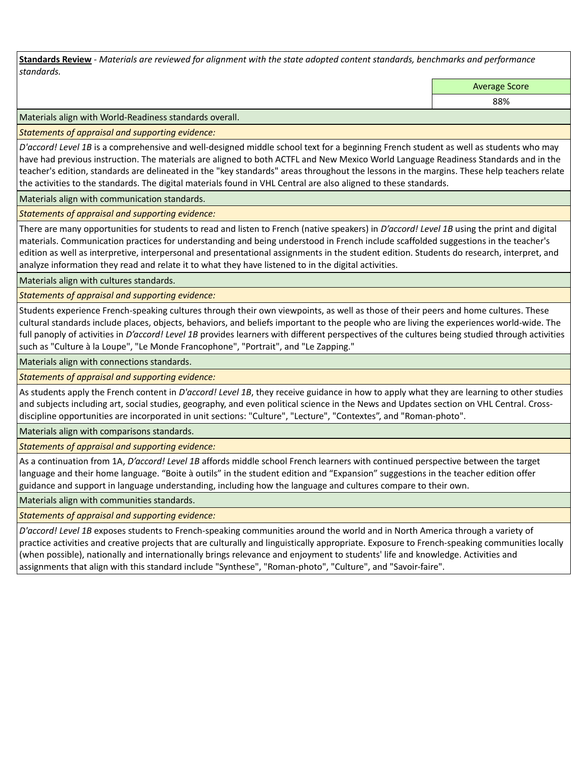**Standards Review** - *Materials are reviewed for alignment with the state adopted content standards, benchmarks and performance standards.*

| Average Score |
| --- |
| 88% |

Materials align with World-Readiness standards overall.

*Statements of appraisal and supporting evidence:*

*D'accord! Level 1B* is a comprehensive and well-designed middle school text for a beginning French student as well as students who may have had previous instruction. The materials are aligned to both ACTFL and New Mexico World Language Readiness Standards and in the teacher's edition, standards are delineated in the "key standards" areas throughout the lessons in the margins. These help teachers relate the activities to the standards. The digital materials found in VHL Central are also aligned to these standards.

Materials align with communication standards.

*Statements of appraisal and supporting evidence:*

There are many opportunities for students to read and listen to French (native speakers) in *D'accord! Level 1B* using the print and digital materials. Communication practices for understanding and being understood in French include scaffolded suggestions in the teacher's edition as well as interpretive, interpersonal and presentational assignments in the student edition. Students do research, interpret, and analyze information they read and relate it to what they have listened to in the digital activities.

Materials align with cultures standards.

*Statements of appraisal and supporting evidence:*

Students experience French-speaking cultures through their own viewpoints, as well as those of their peers and home cultures. These cultural standards include places, objects, behaviors, and beliefs important to the people who are living the experiences world-wide. The full panoply of activities in *D'accord! Level 1B* provides learners with different perspectives of the cultures being studied through activities such as "Culture à la Loupe", "Le Monde Francophone", "Portrait", and "Le Zapping."

Materials align with connections standards.

*Statements of appraisal and supporting evidence:*

As students apply the French content in *D'accord! Level 1B*, they receive guidance in how to apply what they are learning to other studies and subjects including art, social studies, geography, and even political science in the News and Updates section on VHL Central. Cross-discipline opportunities are incorporated in unit sections: "Culture", "Lecture", "Contextes", and "Roman-photo".

Materials align with comparisons standards.

*Statements of appraisal and supporting evidence:*

As a continuation from 1A, *D'accord! Level 1B* affords middle school French learners with continued perspective between the target language and their home language. "Boite à outils" in the student edition and "Expansion" suggestions in the teacher edition offer guidance and support in language understanding, including how the language and cultures compare to their own.

Materials align with communities standards.

*Statements of appraisal and supporting evidence:*

*D'accord! Level 1B* exposes students to French-speaking communities around the world and in North America through a variety of practice activities and creative projects that are culturally and linguistically appropriate. Exposure to French-speaking communities locally (when possible), nationally and internationally brings relevance and enjoyment to students' life and knowledge. Activities and assignments that align with this standard include "Synthese", "Roman-photo", "Culture", and "Savoir-faire".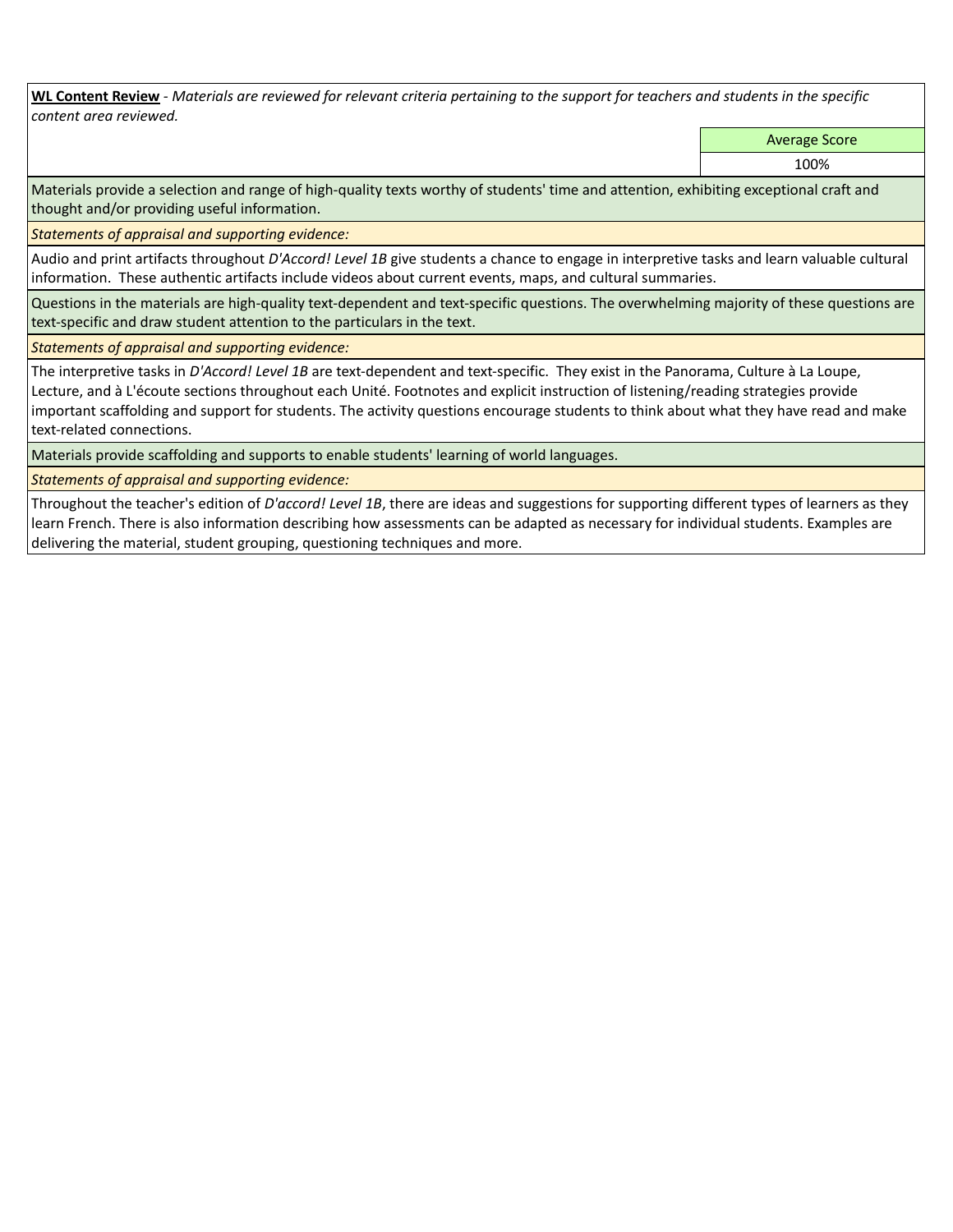**WL Content Review** - *Materials are reviewed for relevant criteria pertaining to the support for teachers and students in the specific content area reviewed.*

| | Average Score |
|---|---|
| | 100% |

Materials provide a selection and range of high-quality texts worthy of students' time and attention, exhibiting exceptional craft and thought and/or providing useful information.

*Statements of appraisal and supporting evidence:*

Audio and print artifacts throughout *D'Accord! Level 1B* give students a chance to engage in interpretive tasks and learn valuable cultural information. These authentic artifacts include videos about current events, maps, and cultural summaries.

Questions in the materials are high-quality text-dependent and text-specific questions. The overwhelming majority of these questions are text-specific and draw student attention to the particulars in the text.

*Statements of appraisal and supporting evidence:*

The interpretive tasks in *D'Accord! Level 1B* are text-dependent and text-specific. They exist in the Panorama, Culture à La Loupe, Lecture, and à L'écoute sections throughout each Unité. Footnotes and explicit instruction of listening/reading strategies provide important scaffolding and support for students. The activity questions encourage students to think about what they have read and make text-related connections.

Materials provide scaffolding and supports to enable students' learning of world languages.

*Statements of appraisal and supporting evidence:*

Throughout the teacher's edition of *D'accord! Level 1B*, there are ideas and suggestions for supporting different types of learners as they learn French. There is also information describing how assessments can be adapted as necessary for individual students. Examples are delivering the material, student grouping, questioning techniques and more.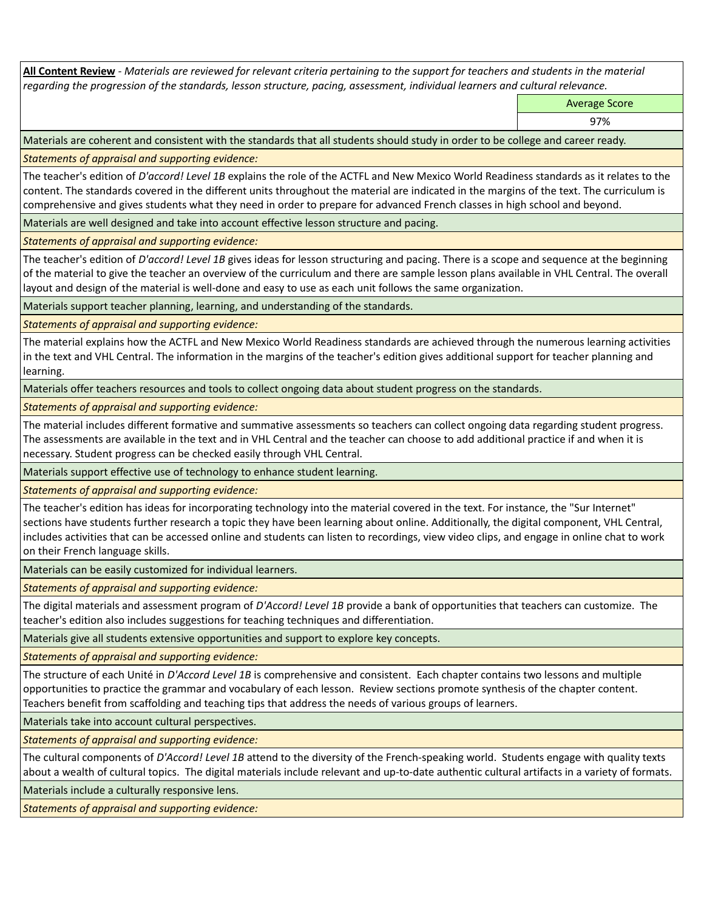**All Content Review** - *Materials are reviewed for relevant criteria pertaining to the support for teachers and students in the material regarding the progression of the standards, lesson structure, pacing, assessment, individual learners and cultural relevance.*

| | Average Score |
|---|---|
| | 97% |

Materials are coherent and consistent with the standards that all students should study in order to be college and career ready.

*Statements of appraisal and supporting evidence:*

The teacher's edition of *D'accord! Level 1B* explains the role of the ACTFL and New Mexico World Readiness standards as it relates to the content. The standards covered in the different units throughout the material are indicated in the margins of the text. The curriculum is comprehensive and gives students what they need in order to prepare for advanced French classes in high school and beyond.

Materials are well designed and take into account effective lesson structure and pacing.

*Statements of appraisal and supporting evidence:*

The teacher's edition of *D'accord! Level 1B* gives ideas for lesson structuring and pacing. There is a scope and sequence at the beginning of the material to give the teacher an overview of the curriculum and there are sample lesson plans available in VHL Central. The overall layout and design of the material is well-done and easy to use as each unit follows the same organization.

Materials support teacher planning, learning, and understanding of the standards.

*Statements of appraisal and supporting evidence:*

The material explains how the ACTFL and New Mexico World Readiness standards are achieved through the numerous learning activities in the text and VHL Central. The information in the margins of the teacher's edition gives additional support for teacher planning and learning.

Materials offer teachers resources and tools to collect ongoing data about student progress on the standards.

*Statements of appraisal and supporting evidence:*

The material includes different formative and summative assessments so teachers can collect ongoing data regarding student progress. The assessments are available in the text and in VHL Central and the teacher can choose to add additional practice if and when it is necessary. Student progress can be checked easily through VHL Central.

Materials support effective use of technology to enhance student learning.

*Statements of appraisal and supporting evidence:*

The teacher's edition has ideas for incorporating technology into the material covered in the text. For instance, the "Sur Internet" sections have students further research a topic they have been learning about online. Additionally, the digital component, VHL Central, includes activities that can be accessed online and students can listen to recordings, view video clips, and engage in online chat to work on their French language skills.

Materials can be easily customized for individual learners.

*Statements of appraisal and supporting evidence:*

The digital materials and assessment program of *D'Accord! Level 1B* provide a bank of opportunities that teachers can customize. The teacher's edition also includes suggestions for teaching techniques and differentiation.

Materials give all students extensive opportunities and support to explore key concepts.

*Statements of appraisal and supporting evidence:*

The structure of each Unité in *D'Accord Level 1B* is comprehensive and consistent. Each chapter contains two lessons and multiple opportunities to practice the grammar and vocabulary of each lesson. Review sections promote synthesis of the chapter content. Teachers benefit from scaffolding and teaching tips that address the needs of various groups of learners.

Materials take into account cultural perspectives.

*Statements of appraisal and supporting evidence:*

The cultural components of *D'Accord! Level 1B* attend to the diversity of the French-speaking world. Students engage with quality texts about a wealth of cultural topics. The digital materials include relevant and up-to-date authentic cultural artifacts in a variety of formats.

Materials include a culturally responsive lens.

*Statements of appraisal and supporting evidence:*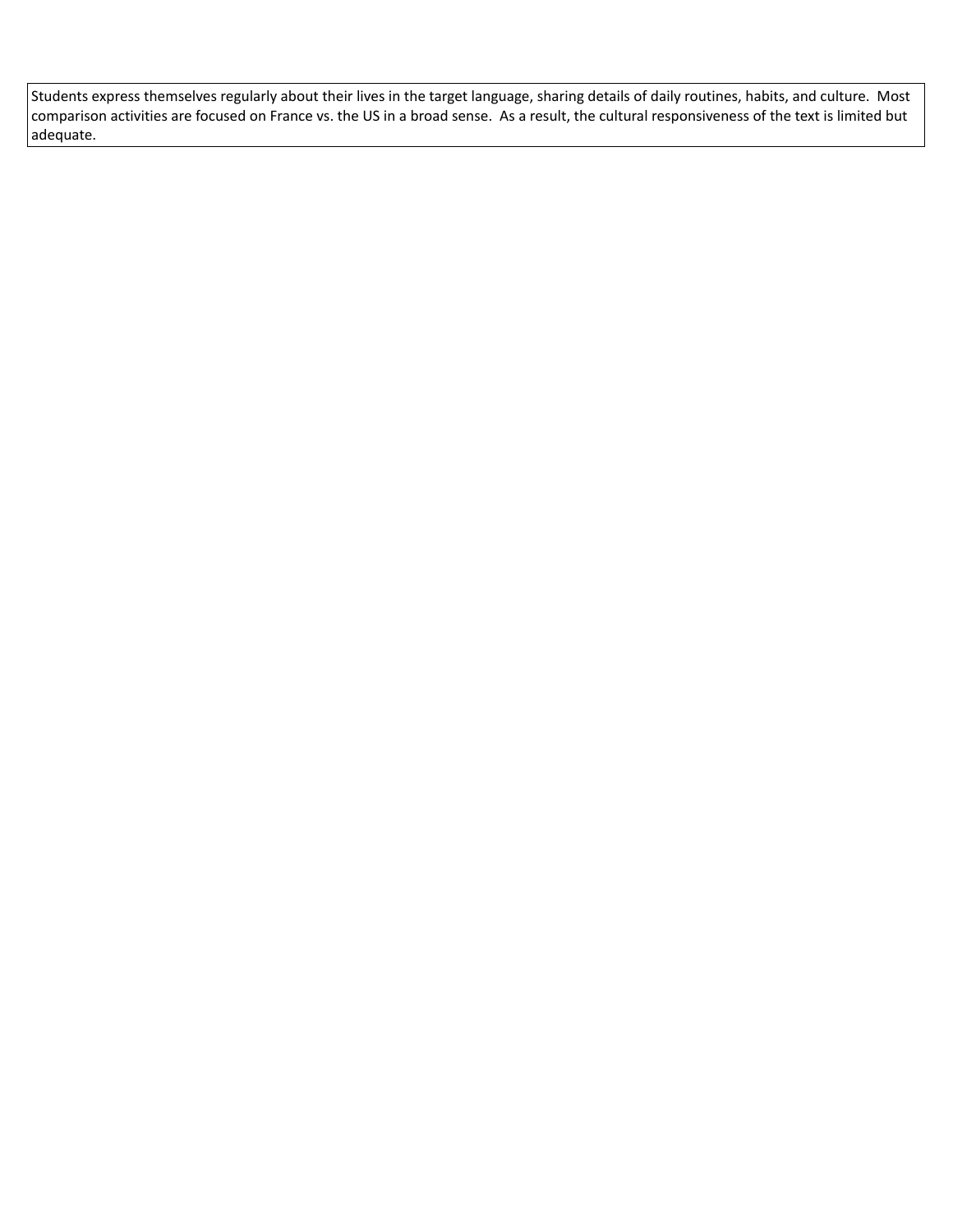| Students express themselves regularly about their lives in the target language, sharing details of daily routines, habits, and culture. Most comparison activities are focused on France vs. the US in a broad sense. As a result, the cultural responsiveness of the text is limited but adequate. |
| --- |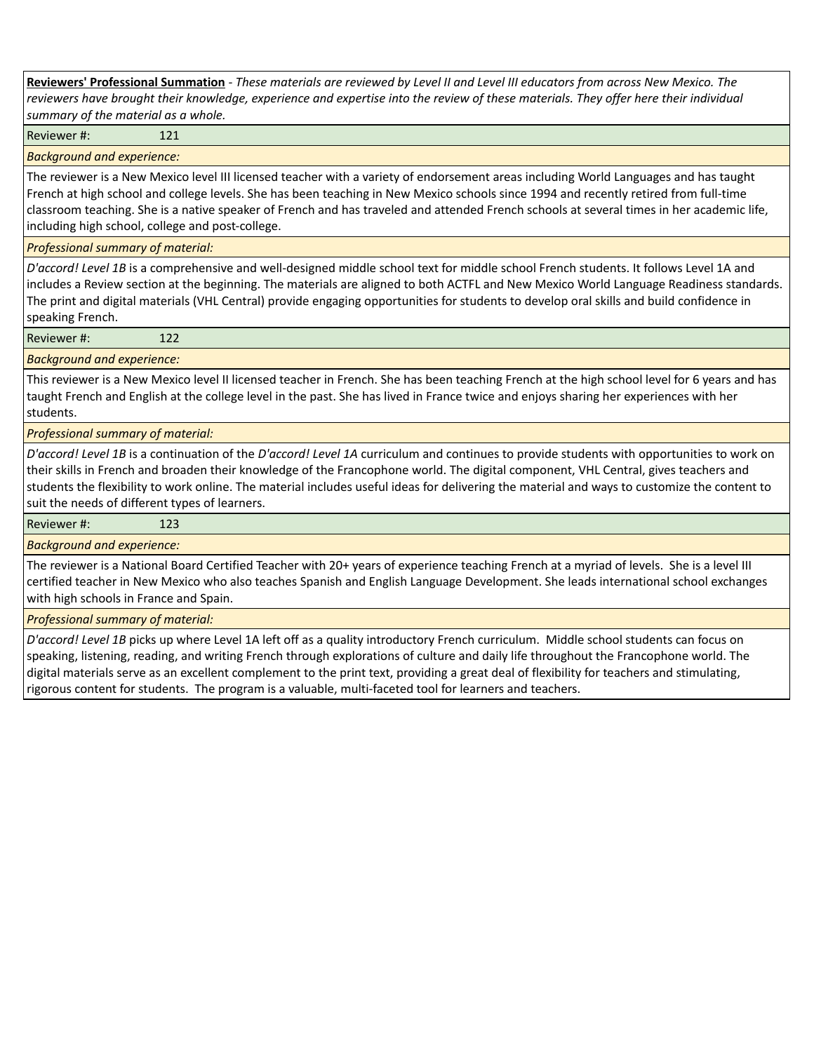**Reviewers' Professional Summation** - *These materials are reviewed by Level II and Level III educators from across New Mexico. The reviewers have brought their knowledge, experience and expertise into the review of these materials. They offer here their individual summary of the material as a whole.*

Reviewer #: 121

*Background and experience:*

The reviewer is a New Mexico level III licensed teacher with a variety of endorsement areas including World Languages and has taught French at high school and college levels. She has been teaching in New Mexico schools since 1994 and recently retired from full-time classroom teaching. She is a native speaker of French and has traveled and attended French schools at several times in her academic life, including high school, college and post-college.

*Professional summary of material:*

*D'accord! Level 1B* is a comprehensive and well-designed middle school text for middle school French students. It follows Level 1A and includes a Review section at the beginning. The materials are aligned to both ACTFL and New Mexico World Language Readiness standards. The print and digital materials (VHL Central) provide engaging opportunities for students to develop oral skills and build confidence in speaking French.

Reviewer #: 122

*Background and experience:*

This reviewer is a New Mexico level II licensed teacher in French. She has been teaching French at the high school level for 6 years and has taught French and English at the college level in the past. She has lived in France twice and enjoys sharing her experiences with her students.

*Professional summary of material:*

*D'accord! Level 1B* is a continuation of the *D'accord! Level 1A* curriculum and continues to provide students with opportunities to work on their skills in French and broaden their knowledge of the Francophone world. The digital component, VHL Central, gives teachers and students the flexibility to work online. The material includes useful ideas for delivering the material and ways to customize the content to suit the needs of different types of learners.

Reviewer #: 123

*Background and experience:*

The reviewer is a National Board Certified Teacher with 20+ years of experience teaching French at a myriad of levels. She is a level III certified teacher in New Mexico who also teaches Spanish and English Language Development. She leads international school exchanges with high schools in France and Spain.

*Professional summary of material:*

*D'accord! Level 1B* picks up where Level 1A left off as a quality introductory French curriculum. Middle school students can focus on speaking, listening, reading, and writing French through explorations of culture and daily life throughout the Francophone world. The digital materials serve as an excellent complement to the print text, providing a great deal of flexibility for teachers and stimulating, rigorous content for students. The program is a valuable, multi-faceted tool for learners and teachers.